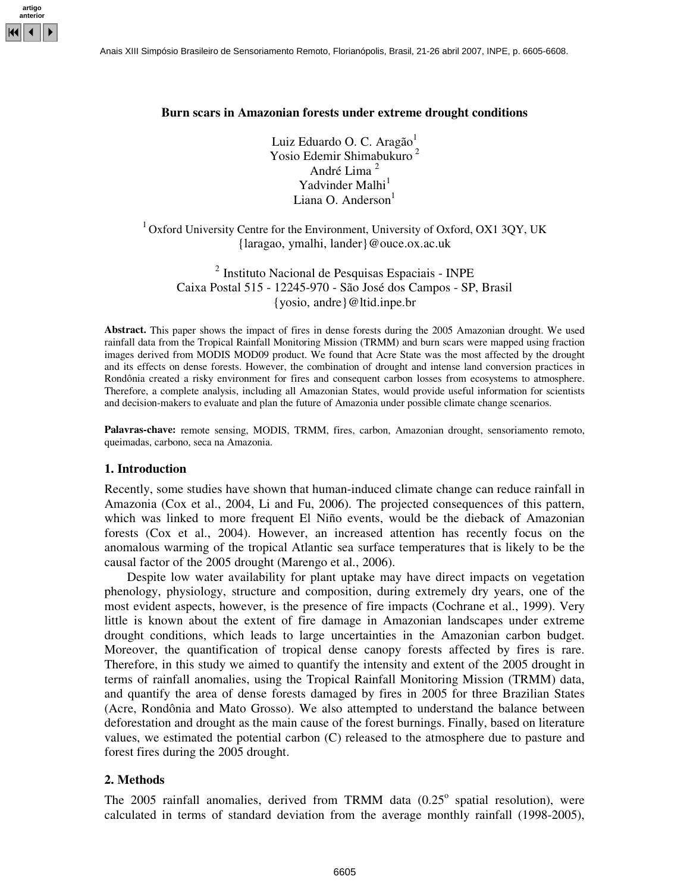# Burn scars in Amazonian forests under extreme drought conditions

Luiz Eduardo O. C. Aragão[1]
Yosio Edemir Shimabukuro[2]
André Lima[2]
Yadvinder Malhi[1]
Liana O. Anderson[1]

[1] Oxford University Centre for the Environment, University of Oxford, OX1 3QY, UK
{laragao, ymalhi, lander}@ouce.ox.ac.uk

[2] Instituto Nacional de Pesquisas Espaciais - INPE
Caixa Postal 515 - 12245-970 - São José dos Campos - SP, Brasil
{yosio, andre}@ltid.inpe.br

**Abstract.** This paper shows the impact of fires in dense forests during the 2005 Amazonian drought. We used rainfall data from the Tropical Rainfall Monitoring Mission (TRMM) and burn scars were mapped using fraction images derived from MODIS MOD09 product. We found that Acre State was the most affected by the drought and its effects on dense forests. However, the combination of drought and intense land conversion practices in Rondônia created a risky environment for fires and consequent carbon losses from ecosystems to atmosphere. Therefore, a complete analysis, including all Amazonian States, would provide useful information for scientists and decision-makers to evaluate and plan the future of Amazonia under possible climate change scenarios.

**Palavras-chave:** remote sensing, MODIS, TRMM, fires, carbon, Amazonian drought, sensoriamento remoto, queimadas, carbono, seca na Amazonia.

## 1. Introduction

Recently, some studies have shown that human-induced climate change can reduce rainfall in Amazonia (Cox et al., 2004, Li and Fu, 2006). The projected consequences of this pattern, which was linked to more frequent El Niño events, would be the dieback of Amazonian forests (Cox et al., 2004). However, an increased attention has recently focus on the anomalous warming of the tropical Atlantic sea surface temperatures that is likely to be the causal factor of the 2005 drought (Marengo et al., 2006).

Despite low water availability for plant uptake may have direct impacts on vegetation phenology, physiology, structure and composition, during extremely dry years, one of the most evident aspects, however, is the presence of fire impacts (Cochrane et al., 1999). Very little is known about the extent of fire damage in Amazonian landscapes under extreme drought conditions, which leads to large uncertainties in the Amazonian carbon budget. Moreover, the quantification of tropical dense canopy forests affected by fires is rare. Therefore, in this study we aimed to quantify the intensity and extent of the 2005 drought in terms of rainfall anomalies, using the Tropical Rainfall Monitoring Mission (TRMM) data, and quantify the area of dense forests damaged by fires in 2005 for three Brazilian States (Acre, Rondônia and Mato Grosso). We also attempted to understand the balance between deforestation and drought as the main cause of the forest burnings. Finally, based on literature values, we estimated the potential carbon (C) released to the atmosphere due to pasture and forest fires during the 2005 drought.

## 2. Methods

The 2005 rainfall anomalies, derived from TRMM data ($0.25^{o}$ spatial resolution), were calculated in terms of standard deviation from the average monthly rainfall (1998-2005),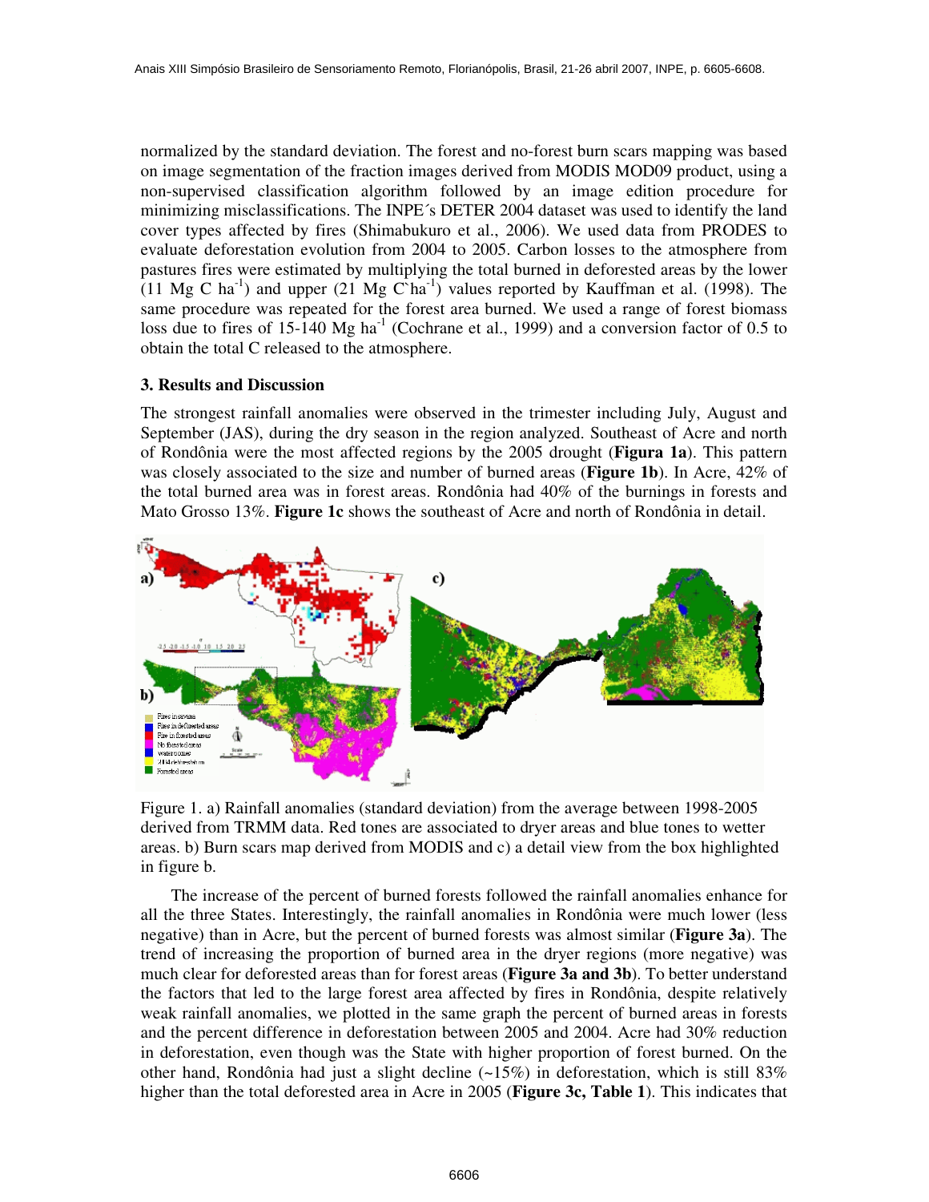normalized by the standard deviation. The forest and no-forest burn scars mapping was based on image segmentation of the fraction images derived from MODIS MOD09 product, using a non-supervised classification algorithm followed by an image edition procedure for minimizing misclassifications. The INPE´s DETER 2004 dataset was used to identify the land cover types affected by fires (Shimabukuro et al., 2006). We used data from PRODES to evaluate deforestation evolution from 2004 to 2005. Carbon losses to the atmosphere from pastures fires were estimated by multiplying the total burned in deforested areas by the lower (11 Mg C $ha^{-1}$) and upper (21 Mg C`$ha^{-1}$) values reported by Kauffman et al. (1998). The same procedure was repeated for the forest area burned. We used a range of forest biomass loss due to fires of 15-140 Mg $ha^{-1}$ (Cochrane et al., 1999) and a conversion factor of 0.5 to obtain the total C released to the atmosphere.

### 3. Results and Discussion

The strongest rainfall anomalies were observed in the trimester including July, August and September (JAS), during the dry season in the region analyzed. Southeast of Acre and north of Rondônia were the most affected regions by the 2005 drought (**Figura 1a**). This pattern was closely associated to the size and number of burned areas (**Figure 1b**). In Acre, 42% of the total burned area was in forest areas. Rondônia had 40% of the burnings in forests and Mato Grosso 13%. **Figure 1c** shows the southeast of Acre and north of Rondônia in detail.

Figure 1. a) Rainfall anomalies (standard deviation) from the average between 1998-2005 derived from TRMM data. Red tones are associated to dryer areas and blue tones to wetter areas. b) Burn scars map derived from MODIS and c) a detail view from the box highlighted in figure b.

The increase of the percent of burned forests followed the rainfall anomalies enhance for all the three States. Interestingly, the rainfall anomalies in Rondônia were much lower (less negative) than in Acre, but the percent of burned forests was almost similar (**Figure 3a**). The trend of increasing the proportion of burned area in the dryer regions (more negative) was much clear for deforested areas than for forest areas (**Figure 3a and 3b**). To better understand the factors that led to the large forest area affected by fires in Rondônia, despite relatively weak rainfall anomalies, we plotted in the same graph the percent of burned areas in forests and the percent difference in deforestation between 2005 and 2004. Acre had 30% reduction in deforestation, even though was the State with higher proportion of forest burned. On the other hand, Rondônia had just a slight decline (~15%) in deforestation, which is still 83% higher than the total deforested area in Acre in 2005 (**Figure 3c, Table 1**). This indicates that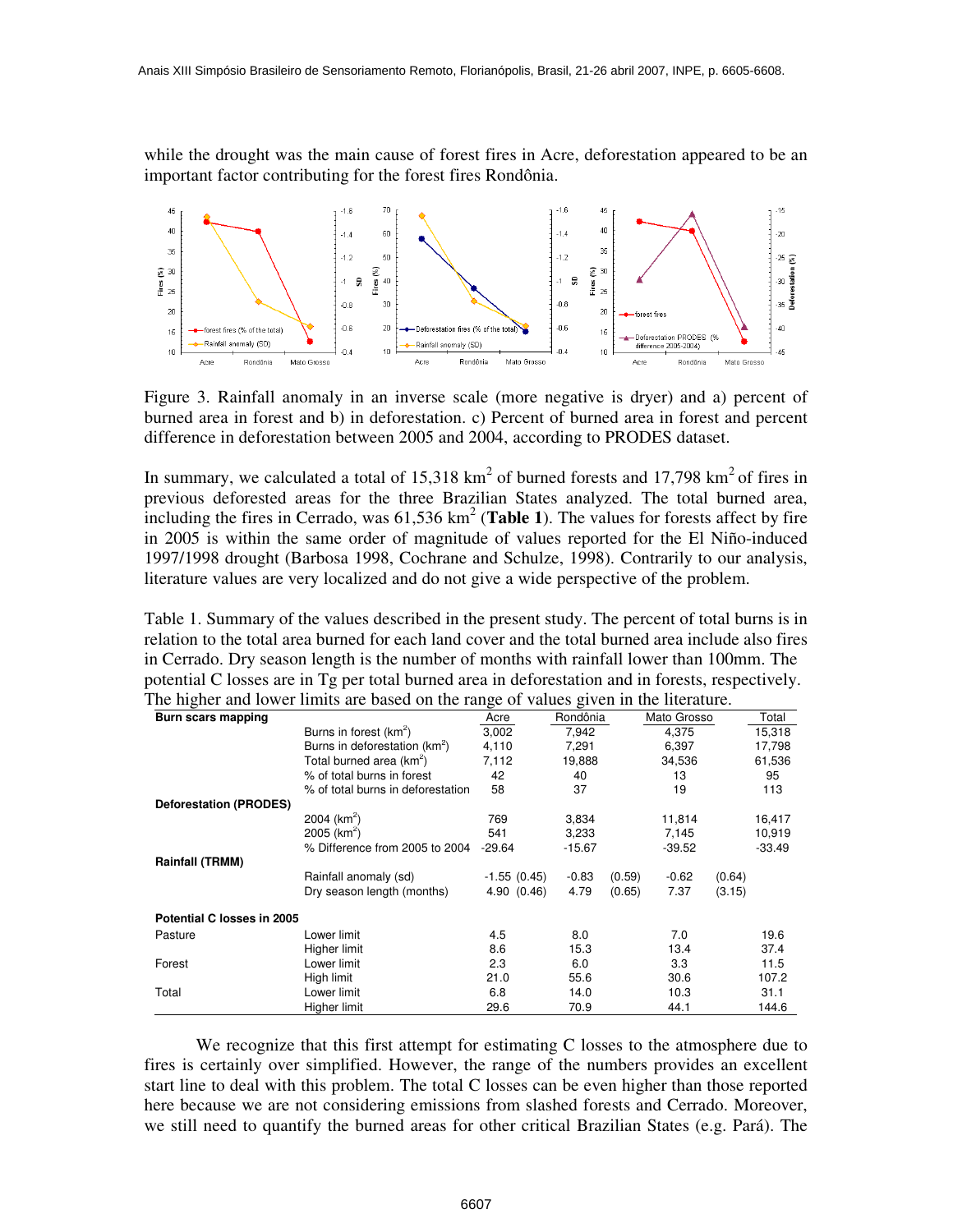while the drought was the main cause of forest fires in Acre, deforestation appeared to be an important factor contributing for the forest fires Rondônia.

Figure 3. Rainfall anomaly in an inverse scale (more negative is dryer) and a) percent of burned area in forest and b) in deforestation. c) Percent of burned area in forest and percent difference in deforestation between 2005 and 2004, according to PRODES dataset.

In summary, we calculated a total of 15,318 km$^2$ of burned forests and 17,798 km$^2$ of fires in previous deforested areas for the three Brazilian States analyzed. The total burned area, including the fires in Cerrado, was 61,536 km$^2$ (**Table 1**). The values for forests affect by fire in 2005 is within the same order of magnitude of values reported for the El Niño-induced 1997/1998 drought (Barbosa 1998, Cochrane and Schulze, 1998). Contrarily to our analysis, literature values are very localized and do not give a wide perspective of the problem.

Table 1. Summary of the values described in the present study. The percent of total burns is in relation to the total area burned for each land cover and the total burned area include also fires in Cerrado. Dry season length is the number of months with rainfall lower than 100mm. The potential C losses are in Tg per total burned area in deforestation and in forests, respectively. The higher and lower limits are based on the range of values given in the literature.

| **Burn scars mapping** | | Acre | Rondônia | Mato Grosso | Total |
|---|---|---|---|---|---|
| | Burns in forest (km$^2$) | 3,002 | 7,942 | 4,375 | 15,318 |
| | Burns in deforestation (km$^2$) | 4,110 | 7,291 | 6,397 | 17,798 |
| | Total burned area (km$^2$) | 7,112 | 19,888 | 34,536 | 61,536 |
| | % of total burns in forest | 42 | 40 | 13 | 95 |
| | % of total burns in deforestation | 58 | 37 | 19 | 113 |
| **Deforestation (PRODES)** | | | | | |
| | 2004 (km$^2$) | 769 | 3,834 | 11,814 | 16,417 |
| | 2005 (km$^2$) | 541 | 3,233 | 7,145 | 10,919 |
| | % Difference from 2005 to 2004 | -29.64 | -15.67 | -39.52 | -33.49 |
| **Rainfall (TRMM)** | | | | | |
| | Rainfall anomaly (sd) | -1.55 (0.45) | -0.83 (0.59) | -0.62 (0.64) | |
| | Dry season length (months) | 4.90 (0.46) | 4.79 (0.65) | 7.37 (3.15) | |
| **Potential C losses in 2005** | | | | | |
| Pasture | Lower limit | 4.5 | 8.0 | 7.0 | 19.6 |
| | Higher limit | 8.6 | 15.3 | 13.4 | 37.4 |
| Forest | Lower limit | 2.3 | 6.0 | 3.3 | 11.5 |
| | High limit | 21.0 | 55.6 | 30.6 | 107.2 |
| Total | Lower limit | 6.8 | 14.0 | 10.3 | 31.1 |
| | Higher limit | 29.6 | 70.9 | 44.1 | 144.6 |

We recognize that this first attempt for estimating C losses to the atmosphere due to fires is certainly over simplified. However, the range of the numbers provides an excellent start line to deal with this problem. The total C losses can be even higher than those reported here because we are not considering emissions from slashed forests and Cerrado. Moreover, we still need to quantify the burned areas for other critical Brazilian States (e.g. Pará). The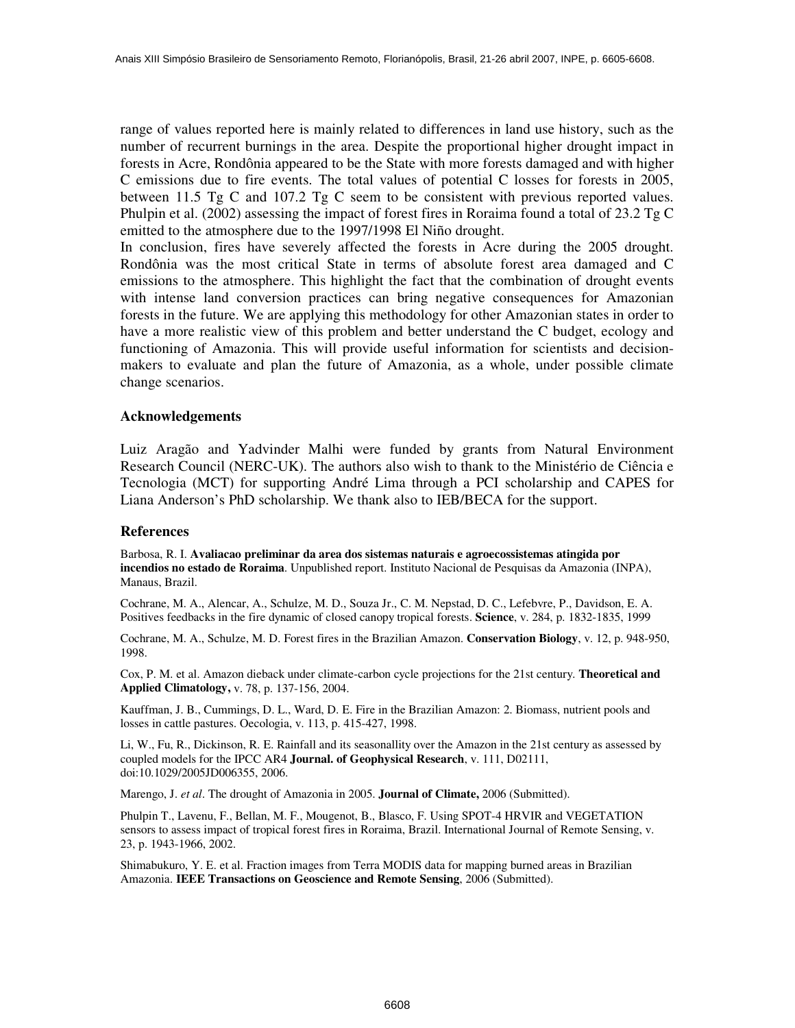range of values reported here is mainly related to differences in land use history, such as the number of recurrent burnings in the area. Despite the proportional higher drought impact in forests in Acre, Rondônia appeared to be the State with more forests damaged and with higher C emissions due to fire events. The total values of potential C losses for forests in 2005, between 11.5 Tg C and 107.2 Tg C seem to be consistent with previous reported values. Phulpin et al. (2002) assessing the impact of forest fires in Roraima found a total of 23.2 Tg C emitted to the atmosphere due to the 1997/1998 El Niño drought.

In conclusion, fires have severely affected the forests in Acre during the 2005 drought. Rondônia was the most critical State in terms of absolute forest area damaged and C emissions to the atmosphere. This highlight the fact that the combination of drought events with intense land conversion practices can bring negative consequences for Amazonian forests in the future. We are applying this methodology for other Amazonian states in order to have a more realistic view of this problem and better understand the C budget, ecology and functioning of Amazonia. This will provide useful information for scientists and decision-makers to evaluate and plan the future of Amazonia, as a whole, under possible climate change scenarios.

## Acknowledgements

Luiz Aragão and Yadvinder Malhi were funded by grants from Natural Environment Research Council (NERC-UK). The authors also wish to thank to the Ministério de Ciência e Tecnologia (MCT) for supporting André Lima through a PCI scholarship and CAPES for Liana Anderson's PhD scholarship. We thank also to IEB/BECA for the support.

## References

Barbosa, R. I. **Avaliacao preliminar da area dos sistemas naturais e agroecossistemas atingida por incendios no estado de Roraima**. Unpublished report. Instituto Nacional de Pesquisas da Amazonia (INPA), Manaus, Brazil.

Cochrane, M. A., Alencar, A., Schulze, M. D., Souza Jr., C. M. Nepstad, D. C., Lefebvre, P., Davidson, E. A. Positives feedbacks in the fire dynamic of closed canopy tropical forests. **Science**, v. 284, p. 1832-1835, 1999

Cochrane, M. A., Schulze, M. D. Forest fires in the Brazilian Amazon. **Conservation Biology**, v. 12, p. 948-950, 1998.

Cox, P. M. et al. Amazon dieback under climate-carbon cycle projections for the 21st century. **Theoretical and Applied Climatology,** v. 78, p. 137-156, 2004.

Kauffman, J. B., Cummings, D. L., Ward, D. E. Fire in the Brazilian Amazon: 2. Biomass, nutrient pools and losses in cattle pastures. Oecologia, v. 113, p. 415-427, 1998.

Li, W., Fu, R., Dickinson, R. E. Rainfall and its seasonallity over the Amazon in the 21st century as assessed by coupled models for the IPCC AR4 **Journal. of Geophysical Research**, v. 111, D02111, doi:10.1029/2005JD006355, 2006.

Marengo, J. *et al*. The drought of Amazonia in 2005. **Journal of Climate,** 2006 (Submitted).

Phulpin T., Lavenu, F., Bellan, M. F., Mougenot, B., Blasco, F. Using SPOT-4 HRVIR and VEGETATION sensors to assess impact of tropical forest fires in Roraima, Brazil. International Journal of Remote Sensing, v. 23, p. 1943-1966, 2002.

Shimabukuro, Y. E. et al. Fraction images from Terra MODIS data for mapping burned areas in Brazilian Amazonia. **IEEE Transactions on Geoscience and Remote Sensing**, 2006 (Submitted).